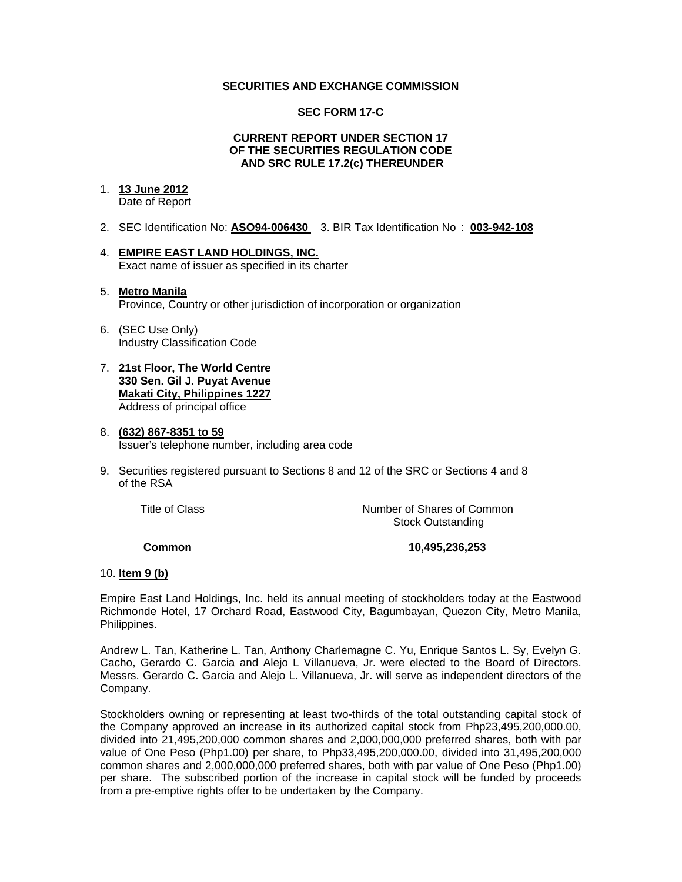**SECURITIES AND EXCHANGE COMMISSION**

**SEC FORM 17-C**

**CURRENT REPORT UNDER SECTION 17**
**OF THE SECURITIES REGULATION CODE**
**AND SRC RULE 17.2(c) THEREUNDER**

1. **13 June 2012**
   Date of Report

2. SEC Identification No: **ASO94-006430** 3. BIR Tax Identification No : **003-942-108**

4. **EMPIRE EAST LAND HOLDINGS, INC.**
   Exact name of issuer as specified in its charter

5. **Metro Manila**
   Province, Country or other jurisdiction of incorporation or organization

6. (SEC Use Only)
   Industry Classification Code

7. **21st Floor, The World Centre**
   **330 Sen. Gil J. Puyat Avenue**
   **Makati City, Philippines 1227**
   Address of principal office

8. **(632) 867-8351 to 59**
   Issuer's telephone number, including area code

9. Securities registered pursuant to Sections 8 and 12 of the SRC or Sections 4 and 8 of the RSA

| Title of Class | Number of Shares of Common Stock Outstanding |
|---|---|
| **Common** | **10,495,236,253** |

10. **Item 9 (b)**

Empire East Land Holdings, Inc. held its annual meeting of stockholders today at the Eastwood Richmonde Hotel, 17 Orchard Road, Eastwood City, Bagumbayan, Quezon City, Metro Manila, Philippines.

Andrew L. Tan, Katherine L. Tan, Anthony Charlemagne C. Yu, Enrique Santos L. Sy, Evelyn G. Cacho, Gerardo C. Garcia and Alejo L Villanueva, Jr. were elected to the Board of Directors. Messrs. Gerardo C. Garcia and Alejo L. Villanueva, Jr. will serve as independent directors of the Company.

Stockholders owning or representing at least two-thirds of the total outstanding capital stock of the Company approved an increase in its authorized capital stock from Php23,495,200,000.00, divided into 21,495,200,000 common shares and 2,000,000,000 preferred shares, both with par value of One Peso (Php1.00) per share, to Php33,495,200,000.00, divided into 31,495,200,000 common shares and 2,000,000,000 preferred shares, both with par value of One Peso (Php1.00) per share. The subscribed portion of the increase in capital stock will be funded by proceeds from a pre-emptive rights offer to be undertaken by the Company.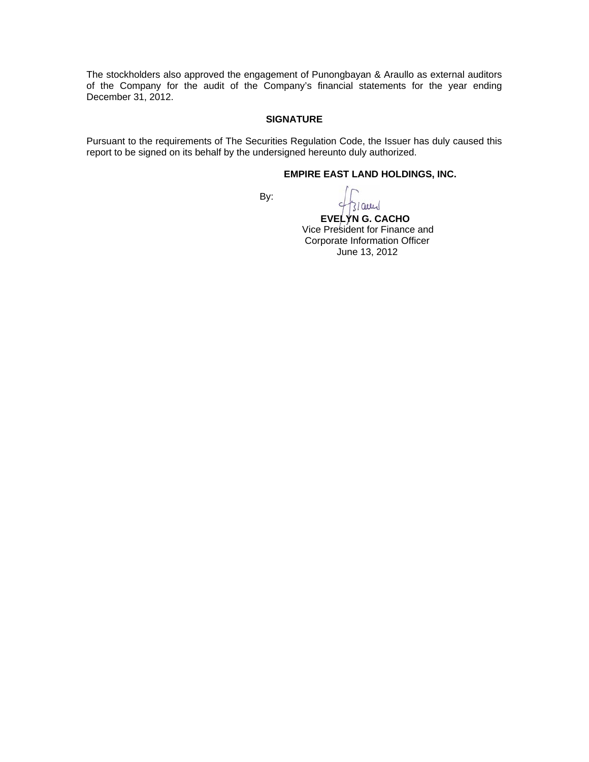The stockholders also approved the engagement of Punongbayan & Araullo as external auditors of the Company for the audit of the Company's financial statements for the year ending December 31, 2012.

**SIGNATURE**

Pursuant to the requirements of The Securities Regulation Code, the Issuer has duly caused this report to be signed on its behalf by the undersigned hereunto duly authorized.

**EMPIRE EAST LAND HOLDINGS, INC.**

By:

**EVELYN G. CACHO**
Vice President for Finance and
Corporate Information Officer
June 13, 2012